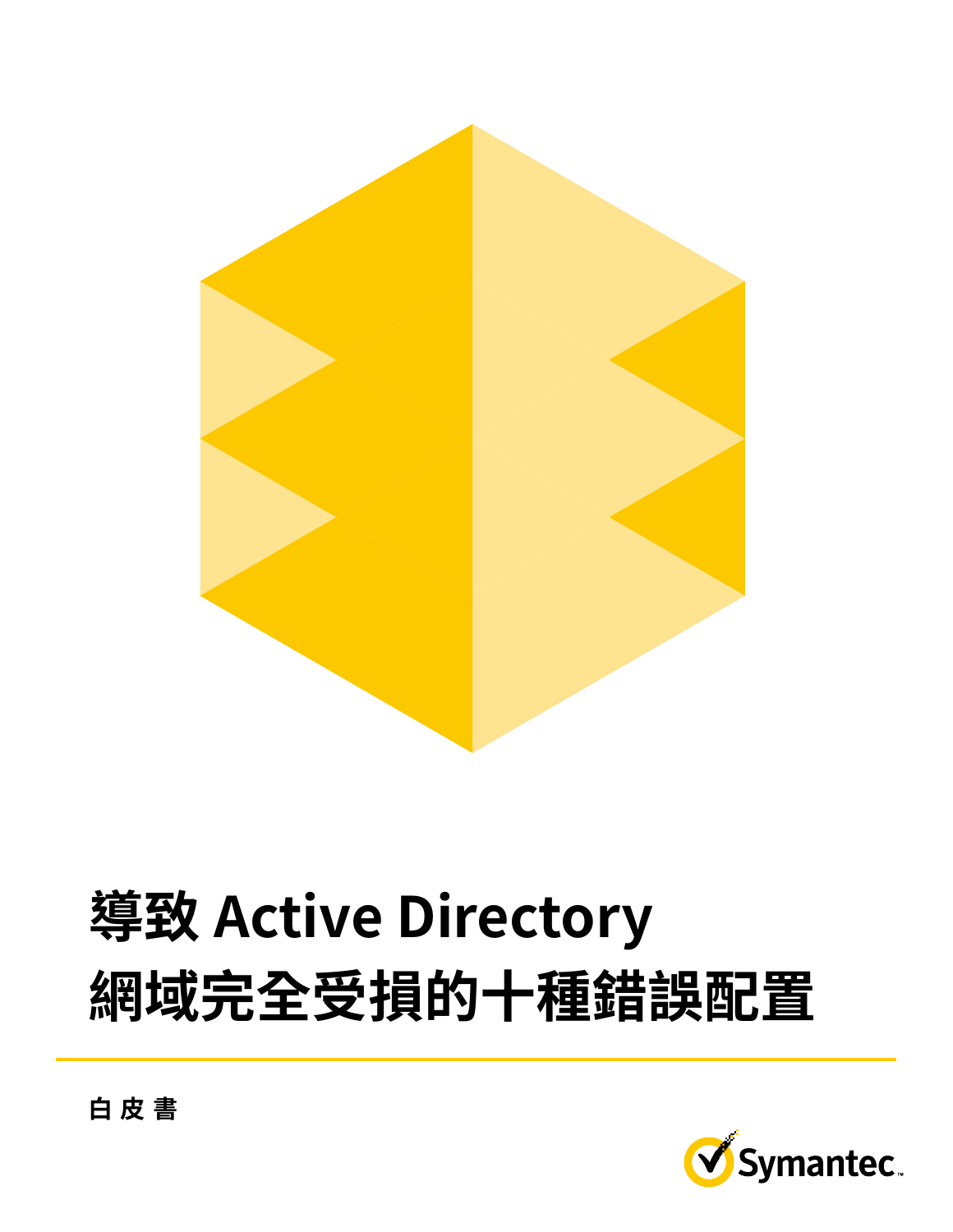# 導致 Active Directory 網域完全受損的十種錯誤配置

白皮書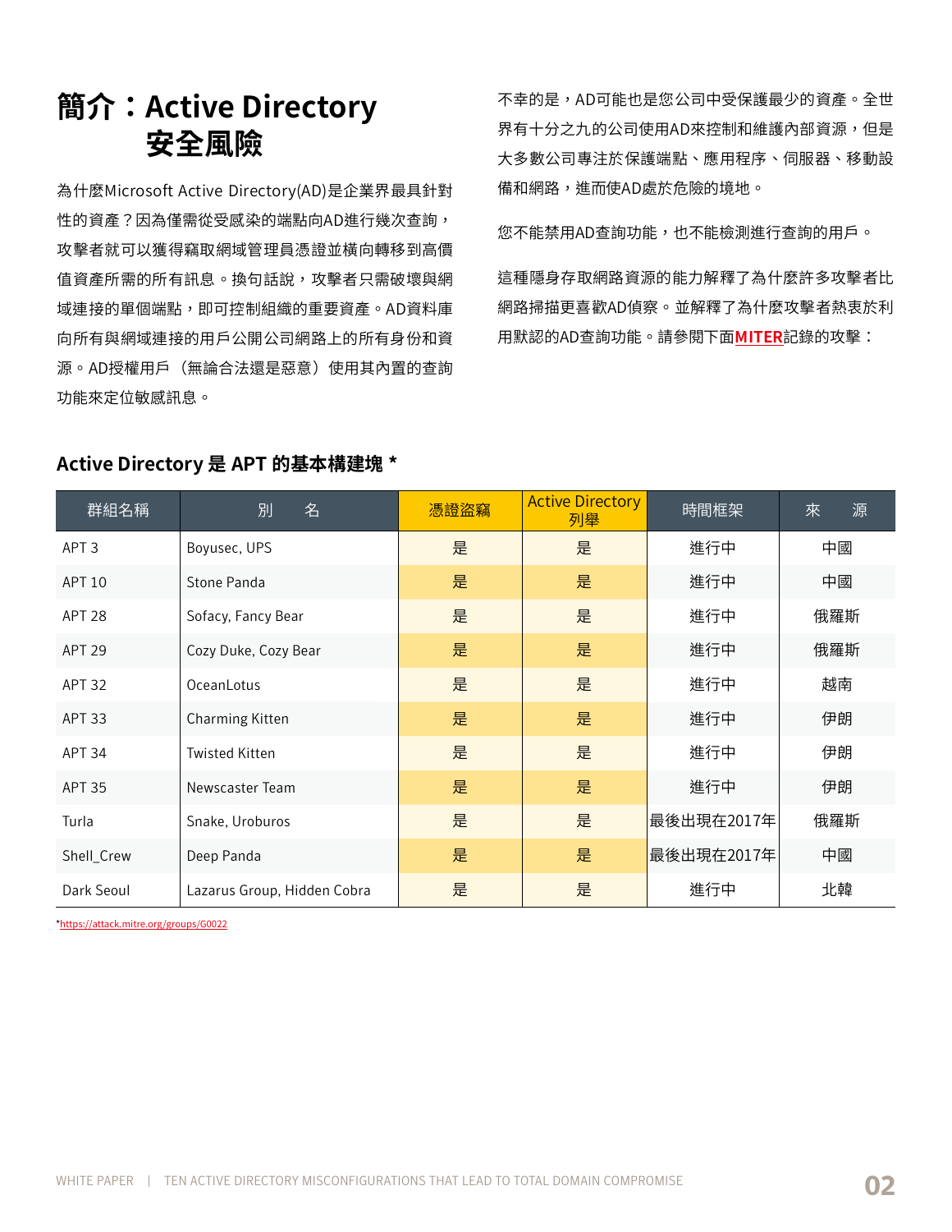# 簡介：Active Directory 安全風險

為什麼Microsoft Active Directory(AD)是企業界最具針對性的資產？因為僅需從受感染的端點向AD進行幾次查詢，攻擊者就可以獲得竊取網域管理員憑證並橫向轉移到高價值資產所需的所有訊息。換句話說，攻擊者只需破壞與網域連接的單個端點，即可控制組織的重要資產。AD資料庫向所有與網域連接的用戶公開公司網路上的所有身份和資源。AD授權用戶（無論合法還是惡意）使用其內置的查詢功能來定位敏感訊息。

不幸的是，AD可能也是您公司中受保護最少的資產。全世界有十分之九的公司使用AD來控制和維護內部資源，但是大多數公司專注於保護端點、應用程序、伺服器、移動設備和網路，進而使AD處於危險的境地。

您不能禁用AD查詢功能，也不能檢測進行查詢的用戶。

這種隱身存取網路資源的能力解釋了為什麼許多攻擊者比網路掃描更喜歡AD偵察。並解釋了為什麼攻擊者熱衷於利用默認的AD查詢功能。請參閱下面**MITER**記錄的攻擊：

## Active Directory 是 APT 的基本構建塊 *

| 群組名稱 | 別　　名 | 憑證盜竊 | Active Directory 列舉 | 時間框架 | 來　　源 |
|---|---|---|---|---|---|
| APT 3 | Boyusec, UPS | 是 | 是 | 進行中 | 中國 |
| APT 10 | Stone Panda | 是 | 是 | 進行中 | 中國 |
| APT 28 | Sofacy, Fancy Bear | 是 | 是 | 進行中 | 俄羅斯 |
| APT 29 | Cozy Duke, Cozy Bear | 是 | 是 | 進行中 | 俄羅斯 |
| APT 32 | OceanLotus | 是 | 是 | 進行中 | 越南 |
| APT 33 | Charming Kitten | 是 | 是 | 進行中 | 伊朗 |
| APT 34 | Twisted Kitten | 是 | 是 | 進行中 | 伊朗 |
| APT 35 | Newscaster Team | 是 | 是 | 進行中 | 伊朗 |
| Turla | Snake, Uroburos | 是 | 是 | 最後出現在2017年 | 俄羅斯 |
| Shell_Crew | Deep Panda | 是 | 是 | 最後出現在2017年 | 中國 |
| Dark Seoul | Lazarus Group, Hidden Cobra | 是 | 是 | 進行中 | 北韓 |

*https://attack.mitre.org/groups/G0022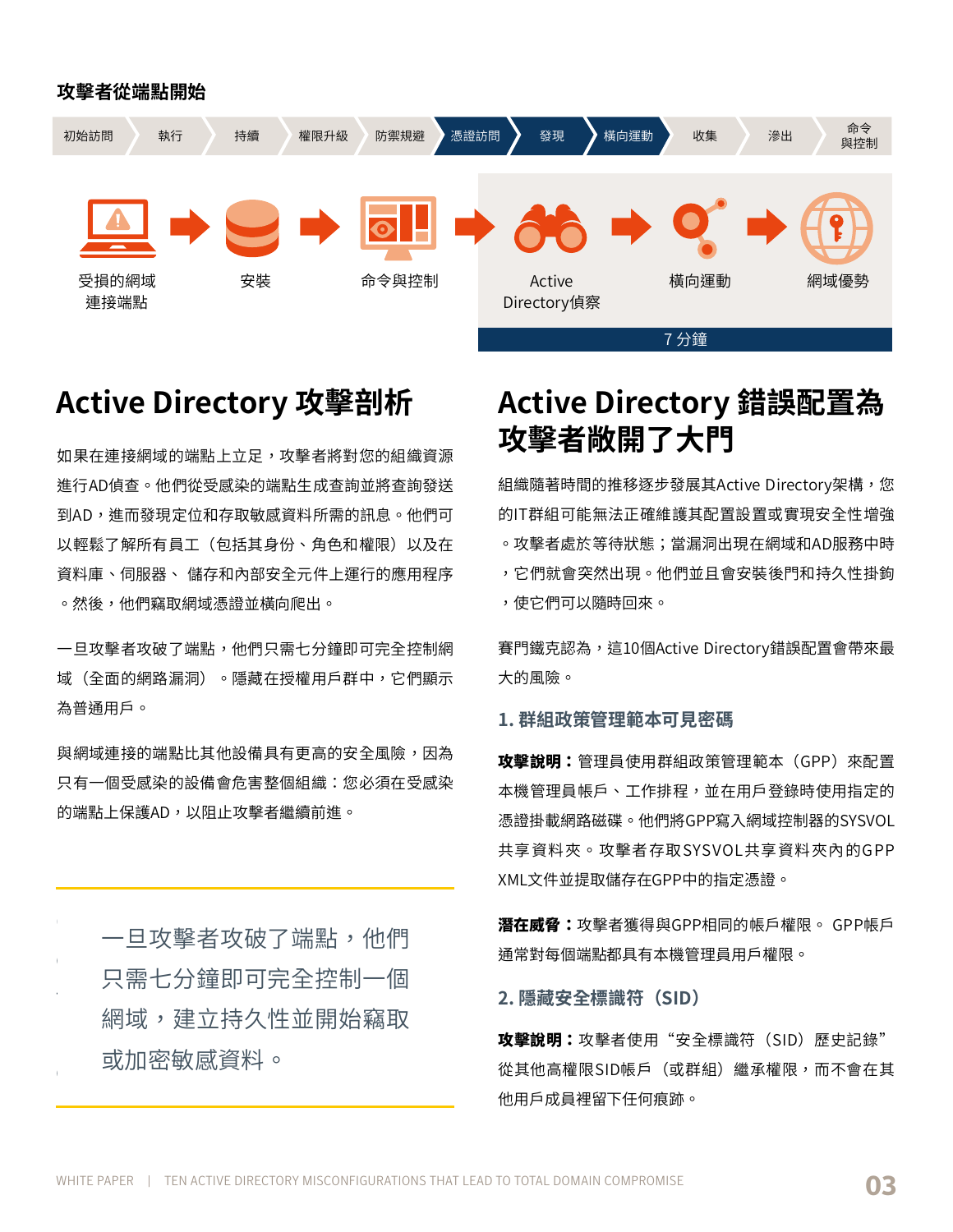**攻擊者從端點開始**

初始訪問 | 執行 | 持續 | 權限升級 | 防禦規避 | 憑證訪問 | 發現 | 橫向運動 | 收集 | 滲出 | 命令與控制

受損的網域連接端點 → 安裝 → 命令與控制 → Active Directory偵察 → 橫向運動 → 網域優勢

7 分鐘

## Active Directory 攻擊剖析

如果在連接網域的端點上立足，攻擊者將對您的組織資源進行AD偵查。他們從受感染的端點生成查詢並將查詢發送到AD，進而發現定位和存取敏感資料所需的訊息。他們可以輕鬆了解所有員工（包括其身份、角色和權限）以及在資料庫、伺服器、 儲存和內部安全元件上運行的應用程序。然後，他們竊取網域憑證並橫向爬出。

一旦攻擊者攻破了端點，他們只需七分鐘即可完全控制網域（全面的網路漏洞）。隱藏在授權用戶群中，它們顯示為普通用戶。

與網域連接的端點比其他設備具有更高的安全風險，因為只有一個受感染的設備會危害整個組織：您必須在受感染的端點上保護AD，以阻止攻擊者繼續前進。

> 一旦攻擊者攻破了端點，他們只需七分鐘即可完全控制一個網域，建立持久性並開始竊取或加密敏感資料。

## Active Directory 錯誤配置為攻擊者敞開了大門

組織隨著時間的推移逐步發展其Active Directory架構，您的IT群組可能無法正確維護其配置設置或實現安全性增強。攻擊者處於等待狀態；當漏洞出現在網域和AD服務中時，它們就會突然出現。他們並且會安裝後門和持久性掛鉤，使它們可以隨時回來。

賽門鐵克認為，這10個Active Directory錯誤配置會帶來最大的風險。

### 1. 群組政策管理範本可見密碼

**攻擊說明：**管理員使用群組政策管理範本（GPP）來配置本機管理員帳戶、工作排程，並在用戶登錄時使用指定的憑證掛載網路磁碟。他們將GPP寫入網域控制器的SYSVOL共享資料夾。攻擊者存取SYSVOL共享資料夾內的GPP XML文件並提取儲存在GPP中的指定憑證。

**潛在威脅：**攻擊者獲得與GPP相同的帳戶權限。 GPP帳戶通常對每個端點都具有本機管理員用戶權限。

### 2. 隱藏安全標識符（SID）

**攻擊說明：**攻擊者使用“安全標識符（SID）歷史記錄”從其他高權限SID帳戶（或群組）繼承權限，而不會在其他用戶成員裡留下任何痕跡。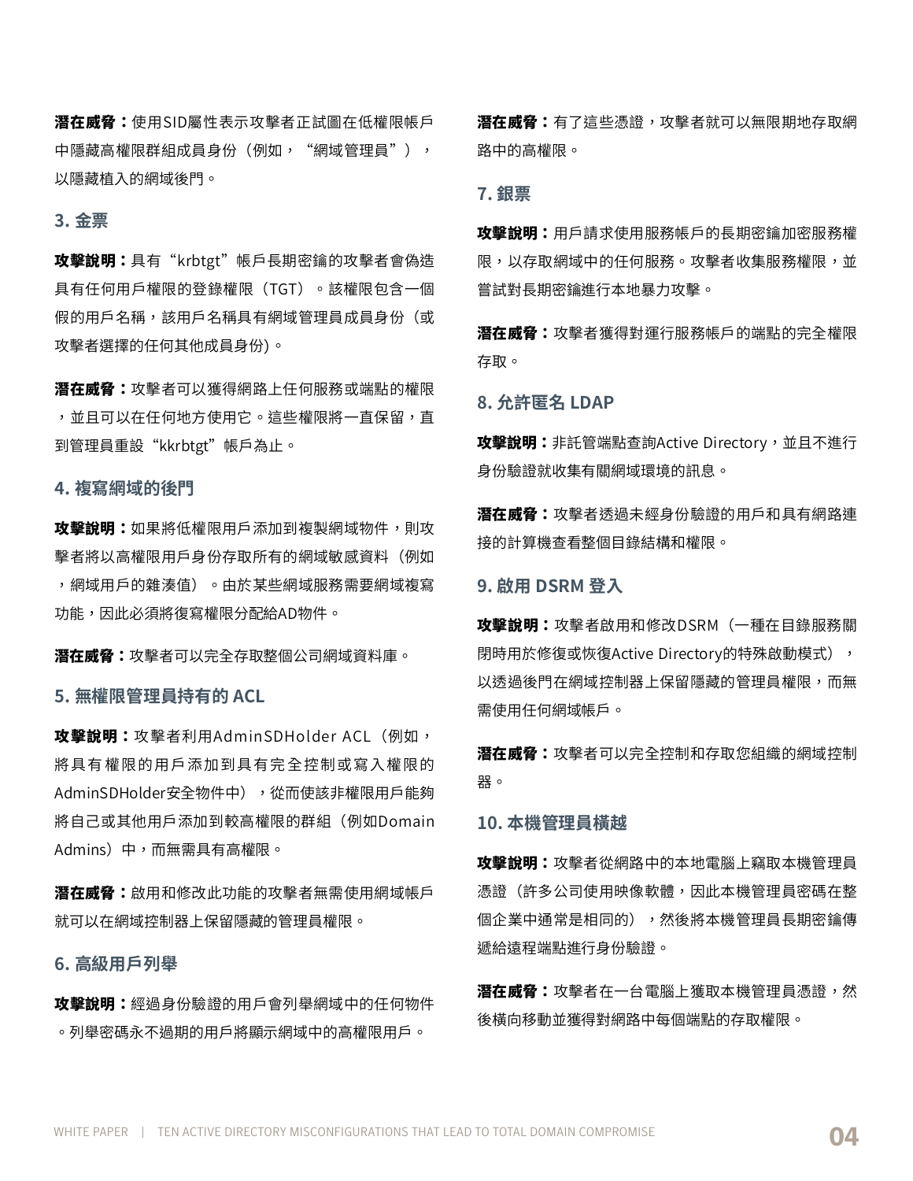**潛在威脅：**使用SID屬性表示攻擊者正試圖在低權限帳戶中隱藏高權限群組成員身份（例如，“網域管理員”），以隱藏植入的網域後門。

### 3. 金票

**攻擊說明：**具有“krbtgt”帳戶長期密鑰的攻擊者會偽造具有任何用戶權限的登錄權限（TGT）。該權限包含一個假的用戶名稱，該用戶名稱具有網域管理員成員身份（或攻擊者選擇的任何其他成員身份)。

**潛在威脅：**攻擊者可以獲得網路上任何服務或端點的權限，並且可以在任何地方使用它。這些權限將一直保留，直到管理員重設“kkrbtgt”帳戶為止。

### 4. 複寫網域的後門

**攻擊說明：**如果將低權限用戶添加到複製網域物件，則攻擊者將以高權限用戶身份存取所有的網域敏感資料（例如，網域用戶的雜湊值）。由於某些網域服務需要網域複寫功能，因此必須將復寫權限分配給AD物件。

**潛在威脅：**攻擊者可以完全存取整個公司網域資料庫。

### 5. 無權限管理員持有的 ACL

**攻擊說明：**攻擊者利用AdminSDHolder ACL（例如，將具有權限的用戶添加到具有完全控制或寫入權限的AdminSDHolder安全物件中），從而使該非權限用戶能夠將自己或其他用戶添加到較高權限的群組（例如Domain Admins）中，而無需具有高權限。

**潛在威脅：**啟用和修改此功能的攻擊者無需使用網域帳戶就可以在網域控制器上保留隱藏的管理員權限。

### 6. 高級用戶列舉

**攻擊說明：**經過身份驗證的用戶會列舉網域中的任何物件。列舉密碼永不過期的用戶將顯示網域中的高權限用戶。

**潛在威脅：**有了這些憑證，攻擊者就可以無限期地存取網路中的高權限。

### 7. 銀票

**攻擊說明：**用戶請求使用服務帳戶的長期密鑰加密服務權限，以存取網域中的任何服務。攻擊者收集服務權限，並嘗試對長期密鑰進行本地暴力攻擊。

**潛在威脅：**攻擊者獲得對運行服務帳戶的端點的完全權限存取。

### 8. 允許匿名 LDAP

**攻擊說明：**非託管端點查詢Active Directory，並且不進行身份驗證就收集有關網域環境的訊息。

**潛在威脅：**攻擊者透過未經身份驗證的用戶和具有網路連接的計算機查看整個目錄結構和權限。

### 9. 啟用 DSRM 登入

**攻擊說明：**攻擊者啟用和修改DSRM（一種在目錄服務關閉時用於修復或恢復Active Directory的特殊啟動模式），以透過後門在網域控制器上保留隱藏的管理員權限，而無需使用任何網域帳戶。

**潛在威脅：**攻擊者可以完全控制和存取您組織的網域控制器。

### 10. 本機管理員橫越

**攻擊說明：**攻擊者從網路中的本地電腦上竊取本機管理員憑證（許多公司使用映像軟體，因此本機管理員密碼在整個企業中通常是相同的），然後將本機管理員長期密鑰傳遞給遠程端點進行身份驗證。

**潛在威脅：**攻擊者在一台電腦上獲取本機管理員憑證，然後橫向移動並獲得對網路中每個端點的存取權限。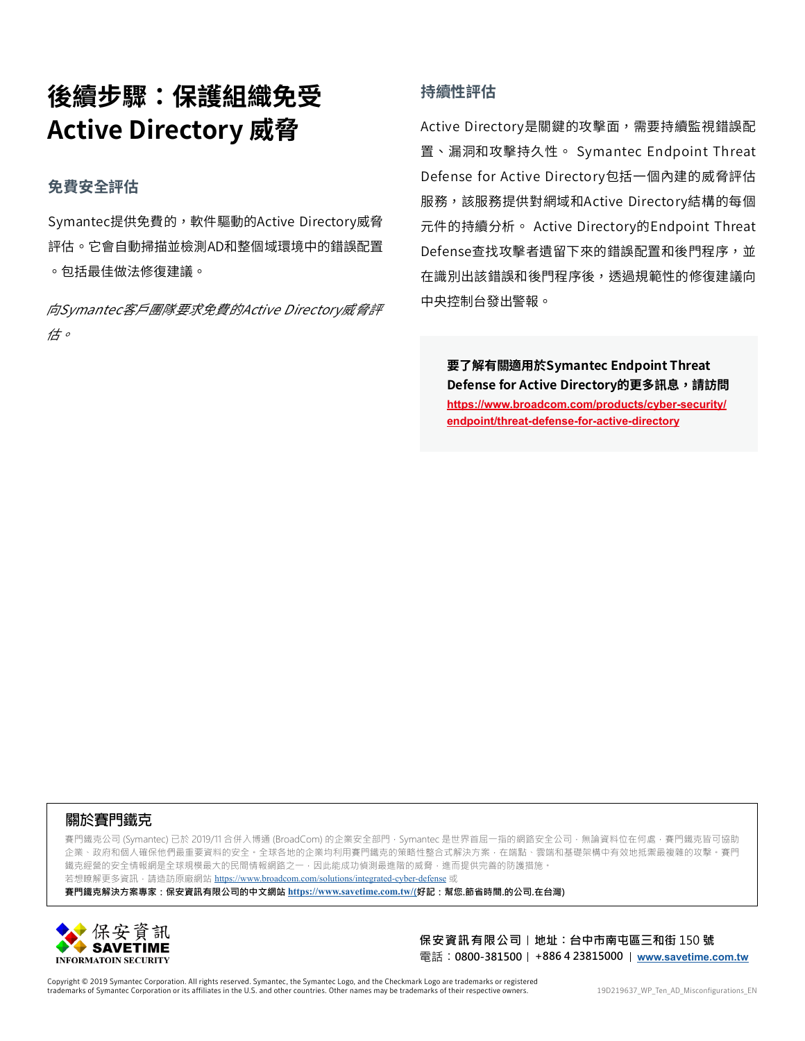# 後續步驟：保護組織免受 Active Directory 威脅

## 免費安全評估

Symantec提供免費的，軟件驅動的Active Directory威脅評估。它會自動掃描並檢測AD和整個域環境中的錯誤配置。包括最佳做法修復建議。

*向Symantec客戶團隊要求免費的Active Directory威脅評估。*

## 持續性評估

Active Directory是關鍵的攻擊面，需要持續監視錯誤配置、漏洞和攻擊持久性。 Symantec Endpoint Threat Defense for Active Directory包括一個內建的威脅評估服務，該服務提供對網域和Active Directory結構的每個元件的持續分析。 Active Directory的Endpoint Threat Defense查找攻擊者遺留下來的錯誤配置和後門程序，並在識別出該錯誤和後門程序後，透過規範性的修復建議向中央控制台發出警報。

**要了解有關適用於Symantec Endpoint Threat Defense for Active Directory的更多訊息，請訪問**
**https://www.broadcom.com/products/cyber-security/endpoint/threat-defense-for-active-directory**

### 關於賽門鐵克

賽門鐵克公司 (Symantec) 已於 2019/11 合併入博通 (BroadCom) 的企業安全部門，Symantec 是世界首屈一指的網路安全公司，無論資料位在何處，賽門鐵克皆可協助企業、政府和個人確保他們最重要資料的安全。全球各地的企業均利用賽門鐵克的策略性整合式解決方案，在端點、雲端和基礎架構中有效地抵禦最複雜的攻擊。賽門鐵克經營的安全情報網是全球規模最大的民間情報網路之一，因此能成功偵測最進階的威脅，進而提供完善的防護措施。
若想瞭解更多資訊，請造訪原廠網站 https://www.broadcom.com/solutions/integrated-cyber-defense 或
**賽門鐵克解決方案專家：保安資訊有限公司的中文網站 https://www.savetime.com.tw/(好記：幫您.節省時間.的公司.在台灣)**

保安資訊 SAVETIME INFORMATOIN SECURITY

**保安資訊有限公司 | 地址：台中市南屯區三和街 150 號**
電話：0800-381500 | +886 4 23815000 | www.savetime.com.tw

Copyright © 2019 Symantec Corporation. All rights reserved. Symantec, the Symantec Logo, and the Checkmark Logo are trademarks or registered trademarks of Symantec Corporation or its affiliates in the U.S. and other countries. Other names may be trademarks of their respective owners.

19D219637_WP_Ten_AD_Misconfigurations_EN